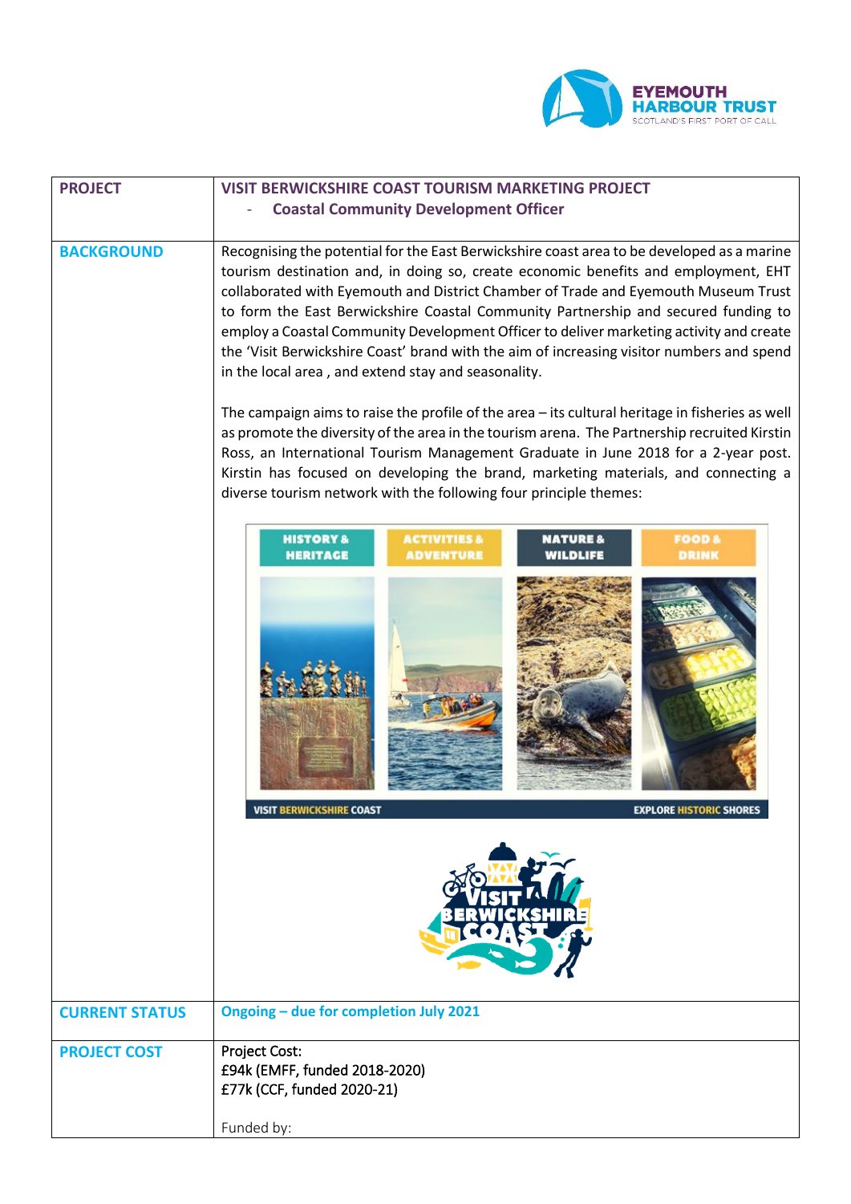| PROJECT | VISIT BERWICKSHIRE COAST TOURISM MARKETING PROJECT<br>- Coastal Community Development Officer |
|---|---|
| BACKGROUND | Recognising the potential for the East Berwickshire coast area to be developed as a marine tourism destination and, in doing so, create economic benefits and employment, EHT collaborated with Eyemouth and District Chamber of Trade and Eyemouth Museum Trust to form the East Berwickshire Coastal Community Partnership and secured funding to employ a Coastal Community Development Officer to deliver marketing activity and create the 'Visit Berwickshire Coast' brand with the aim of increasing visitor numbers and spend in the local area , and extend stay and seasonality.<br><br>The campaign aims to raise the profile of the area – its cultural heritage in fisheries as well as promote the diversity of the area in the tourism arena. The Partnership recruited Kirstin Ross, an International Tourism Management Graduate in June 2018 for a 2-year post. Kirstin has focused on developing the brand, marketing materials, and connecting a diverse tourism network with the following four principle themes: |
| CURRENT STATUS | Ongoing – due for completion July 2021 |
| PROJECT COST | Project Cost:<br>£94k (EMFF, funded 2018-2020)<br>£77k (CCF, funded 2020-21)<br><br>Funded by: |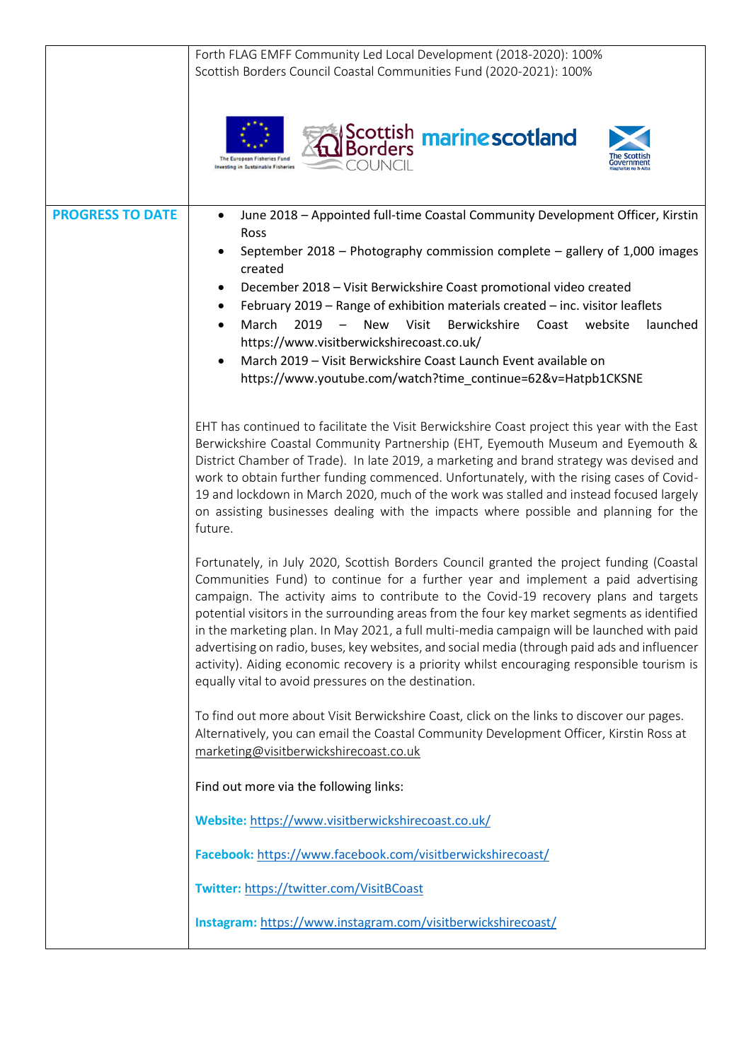| | |
|---|---|
| | Forth FLAG EMFF Community Led Local Development (2018-2020): 100%<br>Scottish Borders Council Coastal Communities Fund (2020-2021): 100% |
| **PROGRESS TO DATE** | • June 2018 – Appointed full-time Coastal Community Development Officer, Kirstin Ross<br>• September 2018 – Photography commission complete – gallery of 1,000 images created<br>• December 2018 – Visit Berwickshire Coast promotional video created<br>• February 2019 – Range of exhibition materials created – inc. visitor leaflets<br>• March 2019 – New Visit Berwickshire Coast website launched https://www.visitberwickshirecoast.co.uk/<br>• March 2019 – Visit Berwickshire Coast Launch Event available on https://www.youtube.com/watch?time_continue=62&v=Hatpb1CKSNE<br><br>EHT has continued to facilitate the Visit Berwickshire Coast project this year with the East Berwickshire Coastal Community Partnership (EHT, Eyemouth Museum and Eyemouth & District Chamber of Trade). In late 2019, a marketing and brand strategy was devised and work to obtain further funding commenced. Unfortunately, with the rising cases of Covid-19 and lockdown in March 2020, much of the work was stalled and instead focused largely on assisting businesses dealing with the impacts where possible and planning for the future.<br><br>Fortunately, in July 2020, Scottish Borders Council granted the project funding (Coastal Communities Fund) to continue for a further year and implement a paid advertising campaign. The activity aims to contribute to the Covid-19 recovery plans and targets potential visitors in the surrounding areas from the four key market segments as identified in the marketing plan. In May 2021, a full multi-media campaign will be launched with paid advertising on radio, buses, key websites, and social media (through paid ads and influencer activity). Aiding economic recovery is a priority whilst encouraging responsible tourism is equally vital to avoid pressures on the destination.<br><br>To find out more about Visit Berwickshire Coast, click on the links to discover our pages. Alternatively, you can email the Coastal Community Development Officer, Kirstin Ross at marketing@visitberwickshirecoast.co.uk<br><br>Find out more via the following links:<br><br>**Website:** https://www.visitberwickshirecoast.co.uk/<br><br>**Facebook:** https://www.facebook.com/visitberwickshirecoast/<br><br>**Twitter:** https://twitter.com/VisitBCoast<br><br>**Instagram:** https://www.instagram.com/visitberwickshirecoast/ |